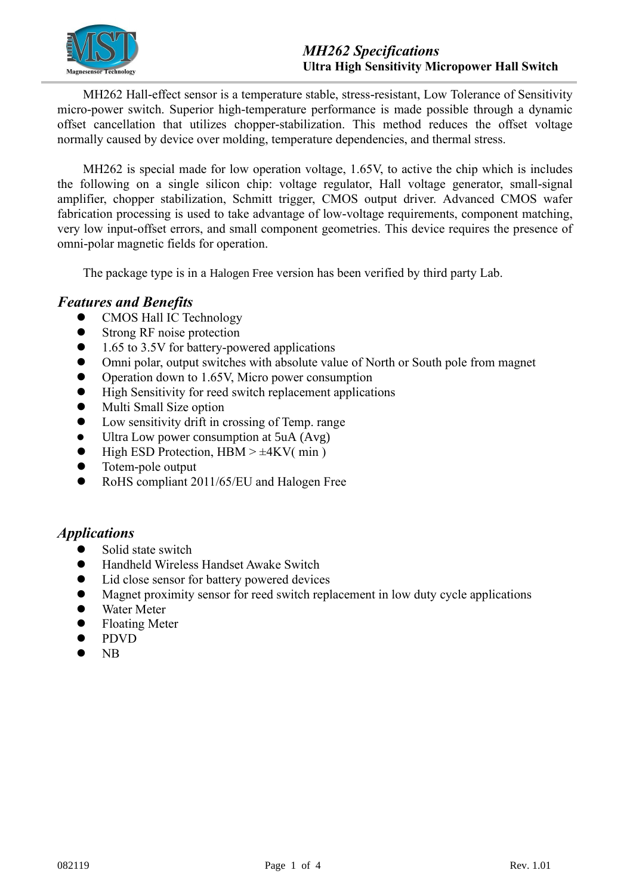# MH262 Specifications

**Ultra High Sensitivity Micropower Hall Switch**

MH262 Hall-effect sensor is a temperature stable, stress-resistant, Low Tolerance of Sensitivity micro-power switch. Superior high-temperature performance is made possible through a dynamic offset cancellation that utilizes chopper-stabilization. This method reduces the offset voltage normally caused by device over molding, temperature dependencies, and thermal stress.

MH262 is special made for low operation voltage, 1.65V, to active the chip which is includes the following on a single silicon chip: voltage regulator, Hall voltage generator, small-signal amplifier, chopper stabilization, Schmitt trigger, CMOS output driver. Advanced CMOS wafer fabrication processing is used to take advantage of low-voltage requirements, component matching, very low input-offset errors, and small component geometries. This device requires the presence of omni-polar magnetic fields for operation.

The package type is in a Halogen Free version has been verified by third party Lab.

## *Features and Benefits*

- CMOS Hall IC Technology
- Strong RF noise protection
- 1.65 to 3.5V for battery-powered applications
- Omni polar, output switches with absolute value of North or South pole from magnet
- Operation down to 1.65V, Micro power consumption
- High Sensitivity for reed switch replacement applications
- Multi Small Size option
- Low sensitivity drift in crossing of Temp. range
- Ultra Low power consumption at 5uA (Avg)
- High ESD Protection, HBM > ±4KV( min )
- Totem-pole output
- RoHS compliant 2011/65/EU and Halogen Free

## *Applications*

- Solid state switch
- Handheld Wireless Handset Awake Switch
- Lid close sensor for battery powered devices
- Magnet proximity sensor for reed switch replacement in low duty cycle applications
- Water Meter
- Floating Meter
- PDVD
- NB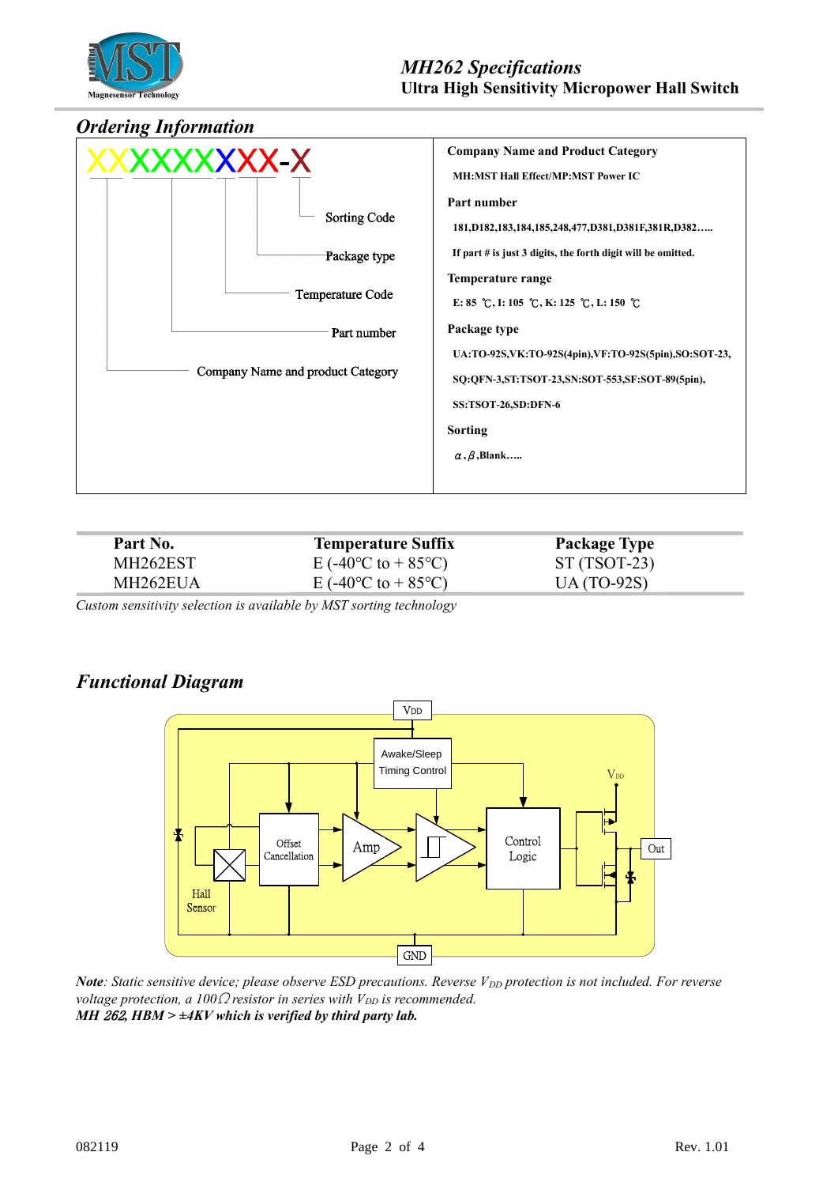## Ordering Information

XXXXXXXXX-X

- Sorting Code
- Package type
- Temperature Code
- Part number
- Company Name and product Category

**Company Name and Product Category**

**MH:MST Hall Effect/MP:MST Power IC**

**Part number**

**181,D182,183,184,185,248,477,D381,D381F,381R,D382…..**

**If part # is just 3 digits, the forth digit will be omitted.**

**Temperature range**

**E: 85 ℃, I: 105 ℃, K: 125 ℃, L: 150 ℃**

**Package type**

**UA:TO-92S,VK:TO-92S(4pin),VF:TO-92S(5pin),SO:SOT-23, SQ:QFN-3,ST:TSOT-23,SN:SOT-553,SF:SOT-89(5pin), SS:TSOT-26,SD:DFN-6**

**Sorting**

**α, β, Blank…..**

| Part No. | Temperature Suffix | Package Type |
|---|---|---|
| MH262EST | E (-40°C to + 85°C) | ST (TSOT-23) |
| MH262EUA | E (-40°C to + 85°C) | UA (TO-92S) |

*Custom sensitivity selection is available by MST sorting technology*

## Functional Diagram

VDD, Awake/Sleep Timing Control, Offset Cancellation, Amp, Control Logic, $V_{DD}$, Out, Hall Sensor, GND

***Note**: Static sensitive device; please observe ESD precautions. Reverse $V_{DD}$ protection is not included. For reverse voltage protection, a 100Ω resistor in series with $V_{DD}$ is recommended.*

***MH 262, HBM > ±4KV which is verified by third party lab.***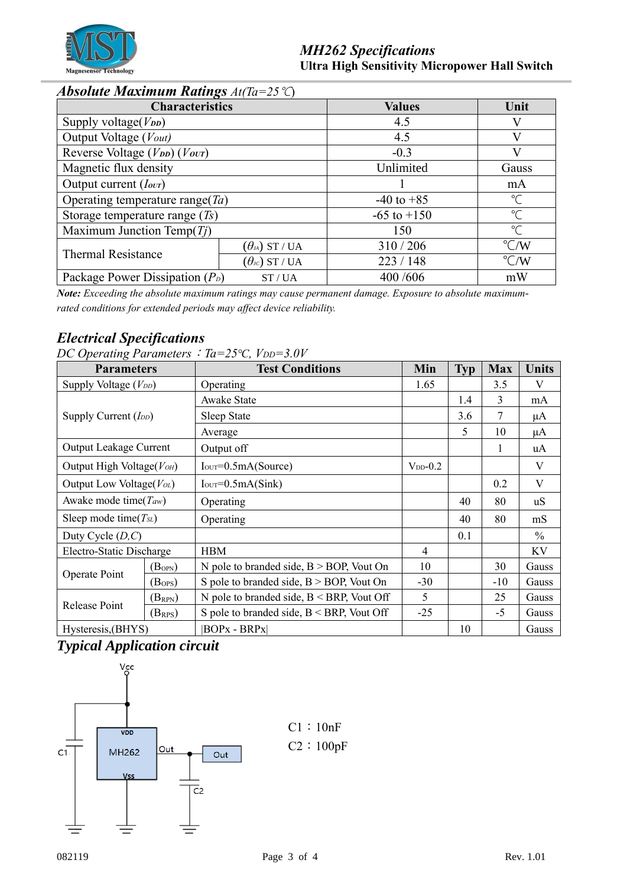## *Absolute Maximum Ratings* *At(Ta=25℃)*

| Characteristics | | Values | Unit |
|---|---|---|---|
| Supply voltage($V_{DD}$) | | 4.5 | V |
| Output Voltage ($V_{out}$) | | 4.5 | V |
| Reverse Voltage ($V_{DD}$) ($V_{OUT}$) | | -0.3 | V |
| Magnetic flux density | | Unlimited | Gauss |
| Output current ($I_{OUT}$) | | 1 | mA |
| Operating temperature range($Ta$) | | -40 to +85 | ℃ |
| Storage temperature range ($Ts$) | | -65 to +150 | ℃ |
| Maximum Junction Temp($Tj$) | | 150 | ℃ |
| Thermal Resistance | ($\theta_{JA}$) ST / UA | 310 / 206 | ℃/W |
| | ($\theta_{JC}$) ST / UA | 223 / 148 | ℃/W |
| Package Power Dissipation ($P_D$) | ST / UA | 400 /606 | mW |

***Note:*** *Exceeding the absolute maximum ratings may cause permanent damage. Exposure to absolute maximum-rated conditions for extended periods may affect device reliability.*

## *Electrical Specifications*

*DC Operating Parameters：Ta=25℃, $V_{DD}$=3.0V*

| Parameters | | Test Conditions | Min | Typ | Max | Units |
|---|---|---|---|---|---|---|
| Supply Voltage ($V_{DD}$) | | Operating | 1.65 | | 3.5 | V |
| Supply Current ($I_{DD}$) | | Awake State | | 1.4 | 3 | mA |
| | | Sleep State | | 3.6 | 7 | μA |
| | | Average | | 5 | 10 | μA |
| Output Leakage Current | | Output off | | | 1 | uA |
| Output High Voltage($V_{OH}$) | | $I_{OUT}$=0.5mA(Source) | $V_{DD}$-0.2 | | | V |
| Output Low Voltage($V_{OL}$) | | $I_{OUT}$=0.5mA(Sink) | | | 0.2 | V |
| Awake mode time($T_{aw}$) | | Operating | | 40 | 80 | uS |
| Sleep mode time($T_{SL}$) | | Operating | | 40 | 80 | mS |
| Duty Cycle ($D,C$) | | | | 0.1 | | % |
| Electro-Static Discharge | | HBM | 4 | | | KV |
| Operate Point | ($B_{OPN}$) | N pole to branded side, B > BOP, Vout On | 10 | | 30 | Gauss |
| | ($B_{OPS}$) | S pole to branded side, B > BOP, Vout On | -30 | | -10 | Gauss |
| Release Point | ($B_{RPN}$) | N pole to branded side, B < BRP, Vout Off | 5 | | 25 | Gauss |
| | ($B_{RPS}$) | S pole to branded side, B < BRP, Vout Off | -25 | | -5 | Gauss |
| Hysteresis,(BHYS) | | \|BOPx - BRPx\| | | 10 | | Gauss |

## *Typical Application circuit*

C1：10nF
C2：100pF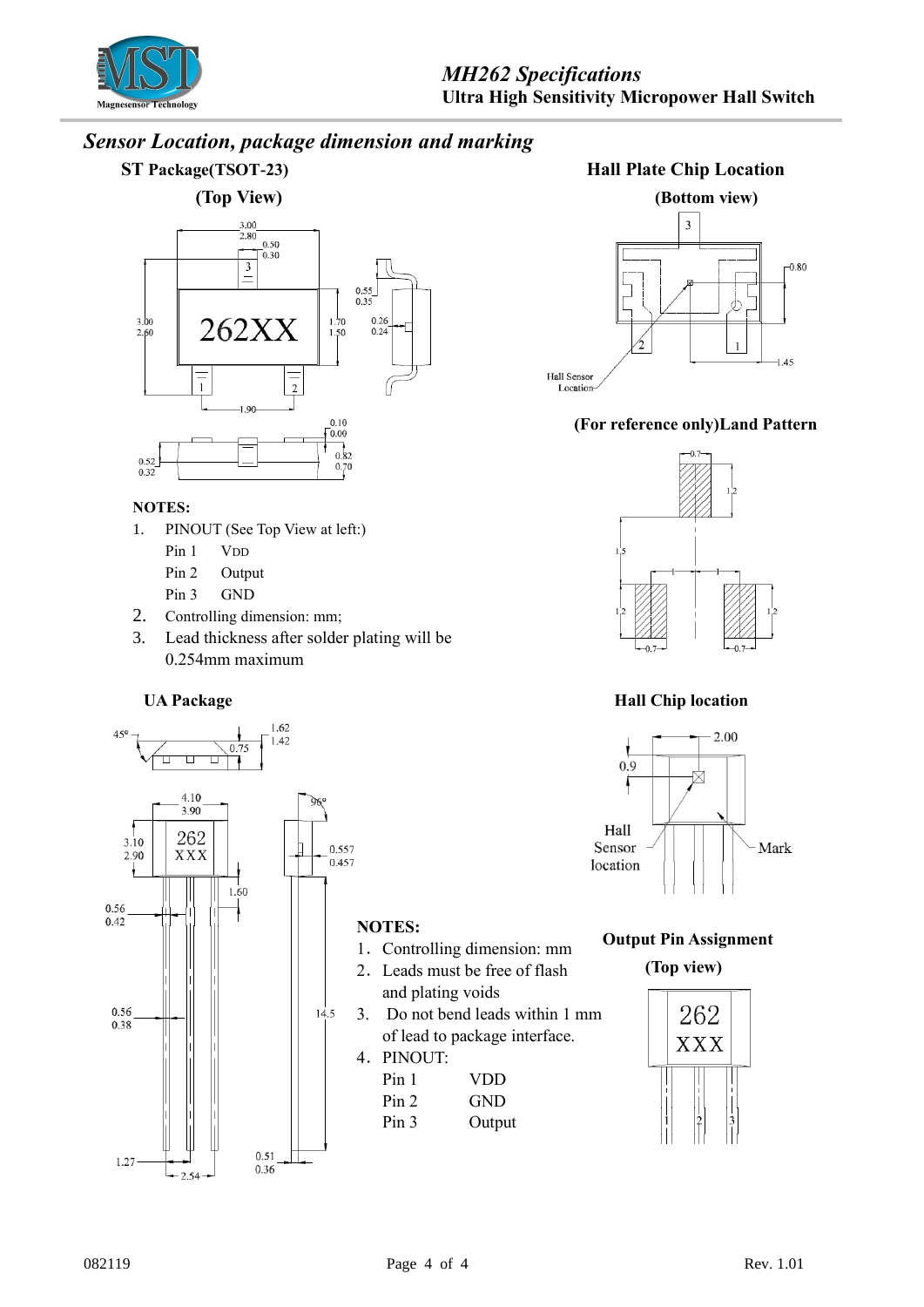## Sensor Location, package dimension and marking

### ST Package(TSOT-23)

**(Top View)**

3.00
2.80
0.50
0.30
3
3.00
2.60
262XX
1.70
1.50
0.55
0.35
0.26
0.24
1
2
1.90
0.10
0.00
0.82
0.70
0.52
0.32

**NOTES:**

1. PINOUT (See Top View at left:)
   - Pin 1 VDD
   - Pin 2 Output
   - Pin 3 GND
2. Controlling dimension: mm;
3. Lead thickness after solder plating will be 0.254mm maximum

### Hall Plate Chip Location

**(Bottom view)**

3
0.80
2
1
1.45
Hall Sensor Location

**(For reference only)Land Pattern**

0.7
1.2
1.5
1.2
1.2
0.7
0.7

### UA Package

45°
1.62
1.42
0.75
4.10
3.90
96°
3.10
2.90
262
XXX
0.557
0.457
1.60
0.56
0.42
0.56
0.38
14.5
1.27
2.54
0.51
0.36

**NOTES:**

1. Controlling dimension: mm
2. Leads must be free of flash and plating voids
3. Do not bend leads within 1 mm of lead to package interface.
4. PINOUT:
   - Pin 1 VDD
   - Pin 2 GND
   - Pin 3 Output

### Hall Chip location

2.00
0.9
Hall Sensor location
Mark

**Output Pin Assignment**

**(Top view)**

262
XXX
1 2 3